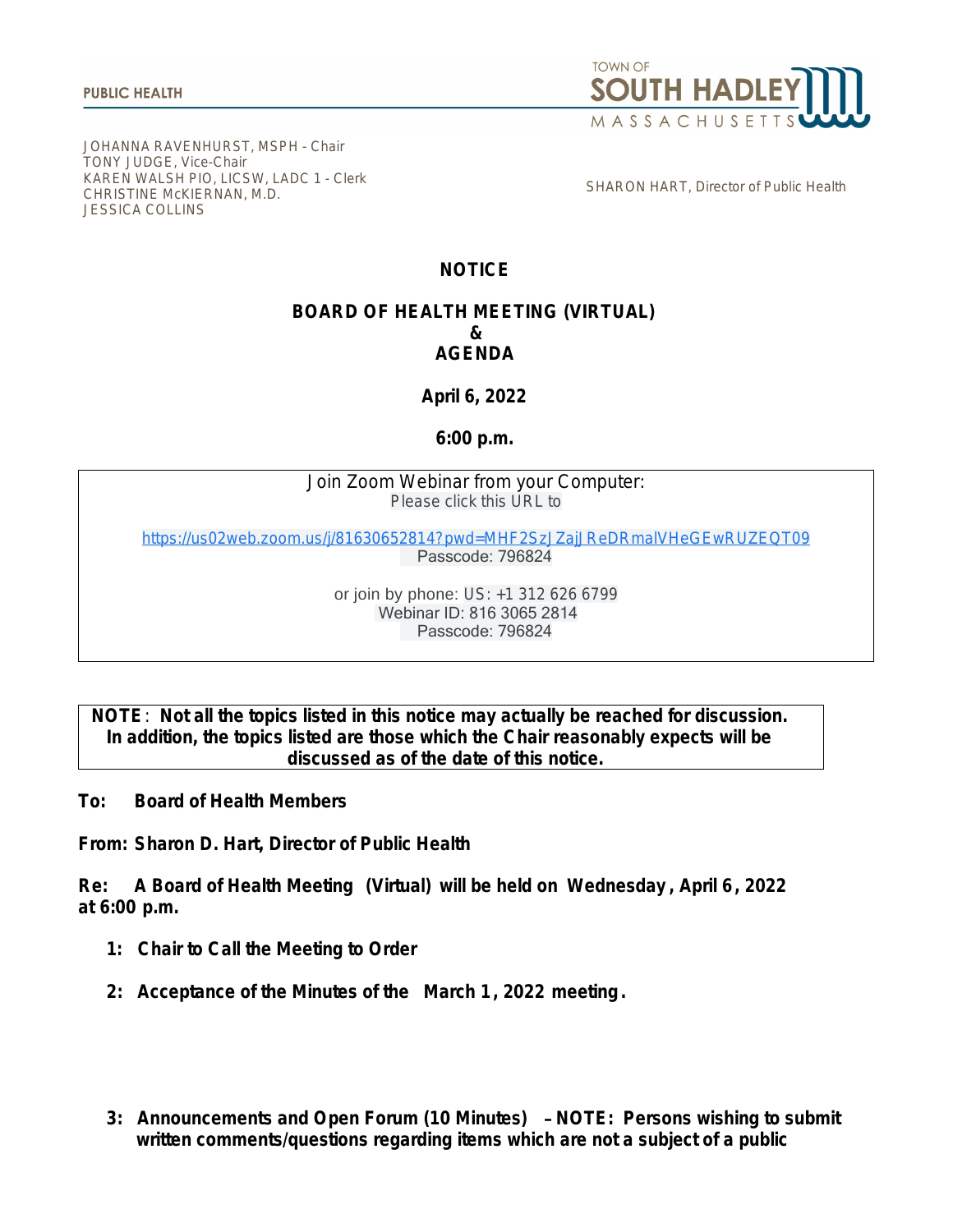PUBLIC HEALTH

TOWN OF SOUTH HADLEY MASSACHUSETTS

JOHANNA RAVENHURST, MSPH - Chair
TONY JUDGE, Vice-Chair
KAREN WALSH PIO, LICSW, LADC 1 - Clerk
CHRISTINE McKIERNAN, M.D.
JESSICA COLLINS

SHARON HART, Director of Public Health

# NOTICE

## BOARD OF HEALTH MEETING (VIRTUAL) & AGENDA

**April 6, 2022**

**6:00 p.m.**

Join Zoom Webinar from your Computer:
Please click this URL to

https://us02web.zoom.us/j/81630652814?pwd=MHF2SzJZajJReDRmalVHeGEwRUZEQT09
Passcode: 796824

or join by phone: US: +1 312 626 6799
Webinar ID: 816 3065 2814
Passcode: 796824

**NOTE: Not all the topics listed in this notice may actually be reached for discussion. In addition, the topics listed are those which the Chair reasonably expects will be discussed as of the date of this notice.**

**To: Board of Health Members**

**From: Sharon D. Hart, Director of Public Health**

**Re: A Board of Health Meeting (Virtual) will be held on Wednesday, April 6, 2022 at 6:00 p.m.**

1. **Chair to Call the Meeting to Order**

2. **Acceptance of the Minutes of the March 1, 2022 meeting.**

3. **Announcements and Open Forum (10 Minutes) – NOTE: Persons wishing to submit written comments/questions regarding items which are not a subject of a public**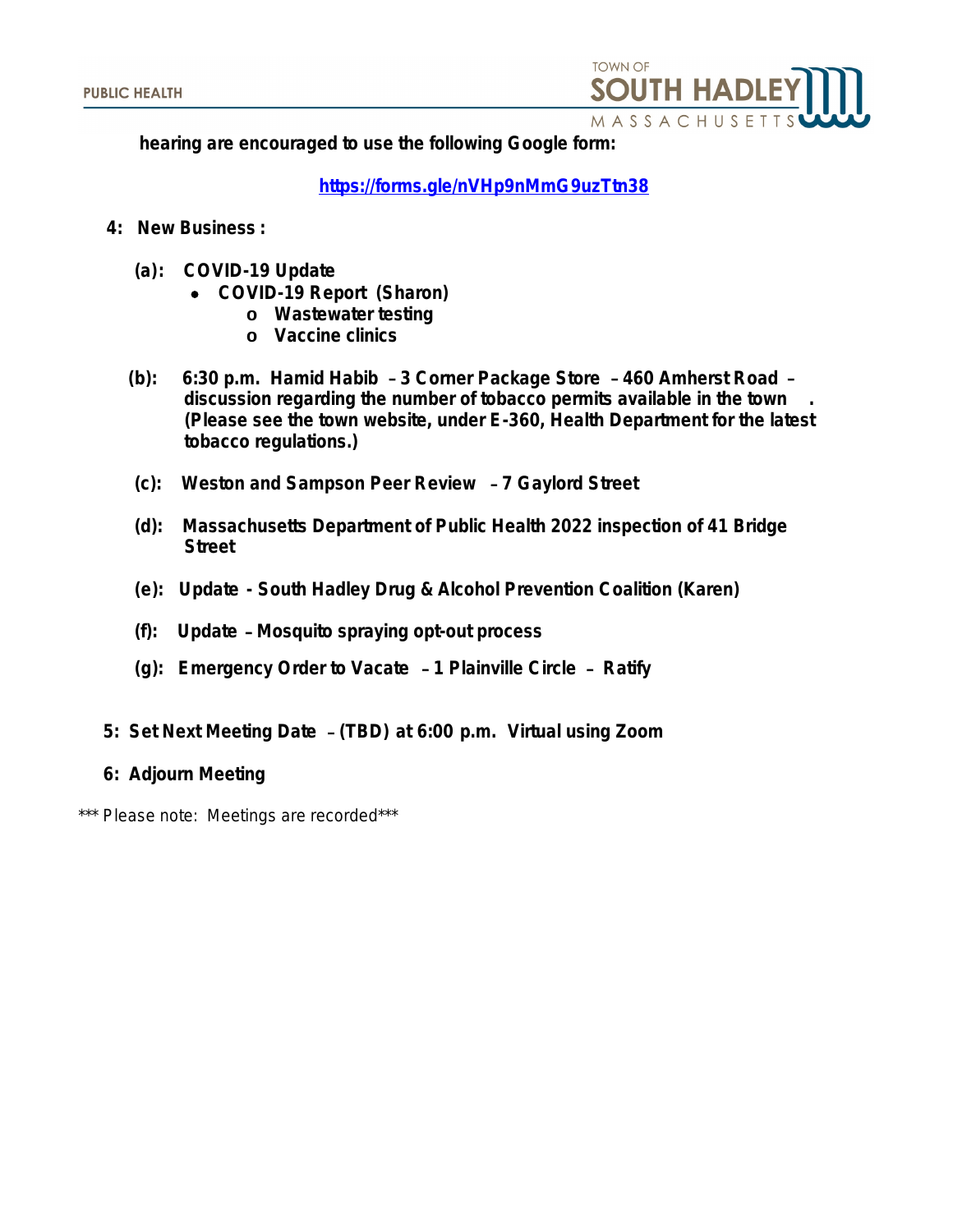**hearing are encouraged to use the following Google form:**

**https://forms.gle/nVHp9nMmG9uzTtn38**

**4: New Business :**

**(a): COVID-19 Update**

- **COVID-19 Report (Sharon)**
  - **Wastewater testing**
  - **Vaccine clinics**

**(b): 6:30 p.m. Hamid Habib – 3 Corner Package Store – 460 Amherst Road – discussion regarding the number of tobacco permits available in the town. (Please see the town website, under E-360, Health Department for the latest tobacco regulations.)**

**(c): Weston and Sampson Peer Review – 7 Gaylord Street**

**(d): Massachusetts Department of Public Health 2022 inspection of 41 Bridge Street**

**(e): Update - South Hadley Drug & Alcohol Prevention Coalition (Karen)**

**(f): Update – Mosquito spraying opt-out process**

**(g): Emergency Order to Vacate – 1 Plainville Circle – Ratify**

**5: Set Next Meeting Date – (TBD) at 6:00 p.m. Virtual using Zoom**

**6: Adjourn Meeting**

*** Please note: Meetings are recorded***